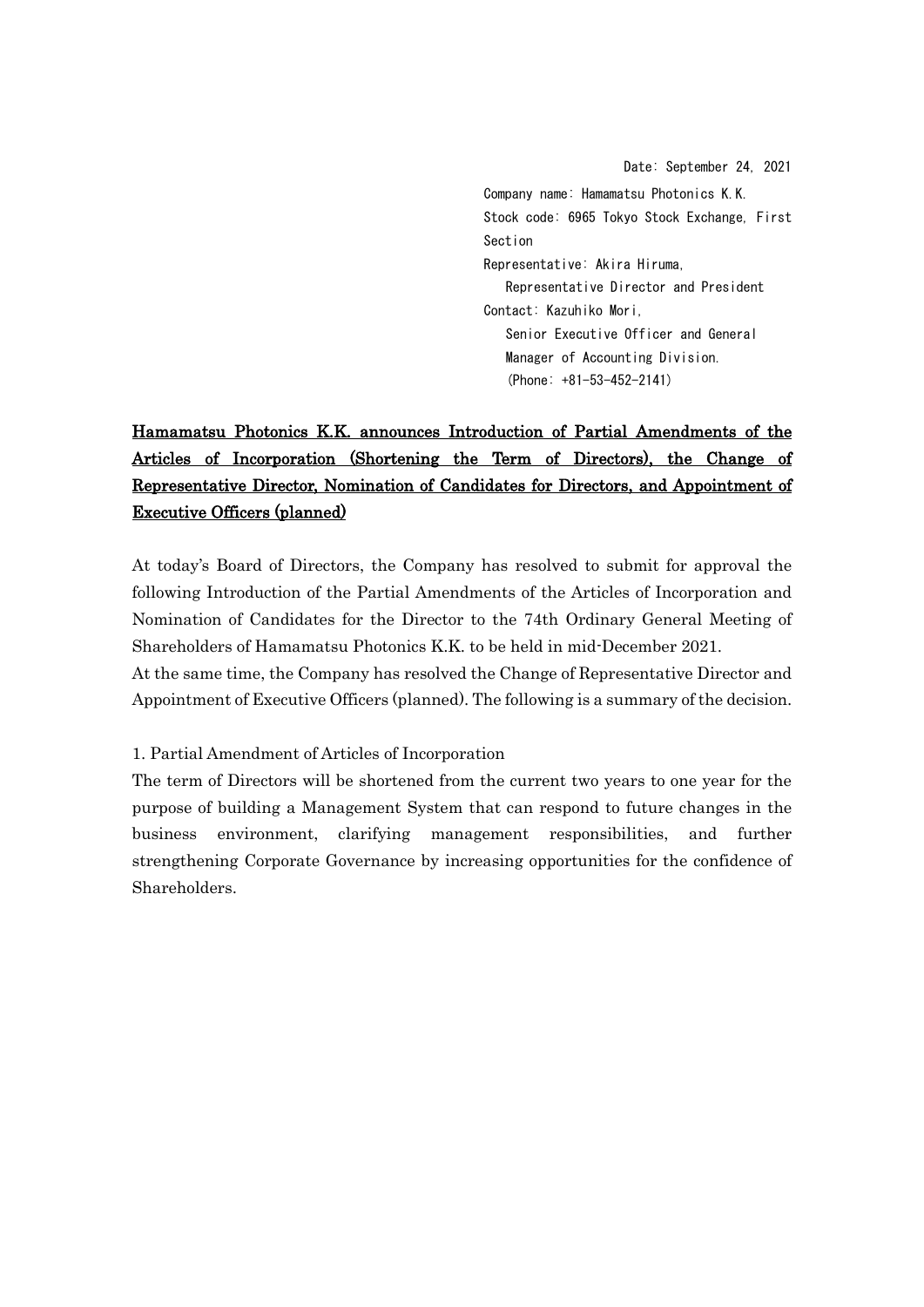Date: September 24, 2021

Company name: Hamamatsu Photonics K.K.
Stock code: 6965 Tokyo Stock Exchange, First Section
Representative: Akira Hiruma,
Representative Director and President
Contact: Kazuhiko Mori,
Senior Executive Officer and General Manager of Accounting Division.
(Phone: +81-53-452-2141)

# Hamamatsu Photonics K.K. announces Introduction of Partial Amendments of the Articles of Incorporation (Shortening the Term of Directors), the Change of Representative Director, Nomination of Candidates for Directors, and Appointment of Executive Officers (planned)

At today's Board of Directors, the Company has resolved to submit for approval the following Introduction of the Partial Amendments of the Articles of Incorporation and Nomination of Candidates for the Director to the 74th Ordinary General Meeting of Shareholders of Hamamatsu Photonics K.K. to be held in mid-December 2021.
At the same time, the Company has resolved the Change of Representative Director and Appointment of Executive Officers (planned). The following is a summary of the decision.

1. Partial Amendment of Articles of Incorporation

The term of Directors will be shortened from the current two years to one year for the purpose of building a Management System that can respond to future changes in the business environment, clarifying management responsibilities, and further strengthening Corporate Governance by increasing opportunities for the confidence of Shareholders.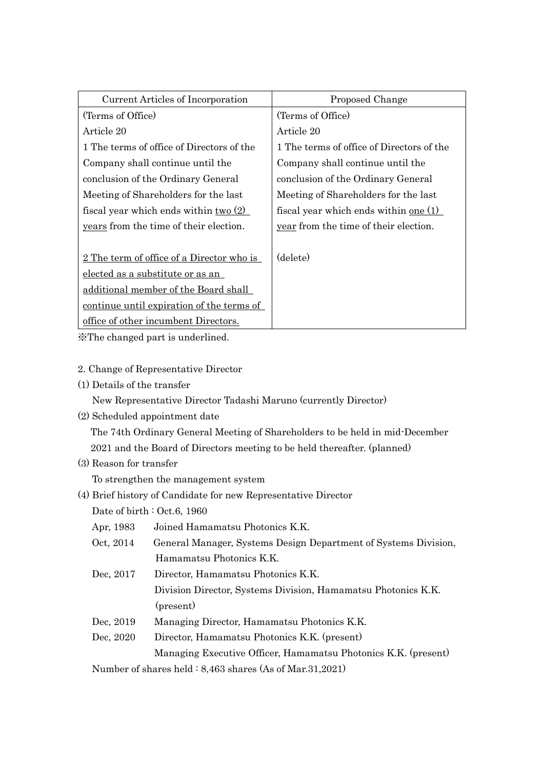| Current Articles of Incorporation | Proposed Change |
|---|---|
| (Terms of Office)<br>Article 20<br>1 The terms of office of Directors of the Company shall continue until the conclusion of the Ordinary General Meeting of Shareholders for the last fiscal year which ends within <u>two (2) years</u> from the time of their election.<br><br><u>2 The term of office of a Director who is elected as a substitute or as an additional member of the Board shall continue until expiration of the terms of office of other incumbent Directors.</u> | (Terms of Office)<br>Article 20<br>1 The terms of office of Directors of the Company shall continue until the conclusion of the Ordinary General Meeting of Shareholders for the last fiscal year which ends within <u>one (1) year</u> from the time of their election.<br><br>(delete) |

※The changed part is underlined.

2. Change of Representative Director

(1) Details of the transfer

New Representative Director Tadashi Maruno (currently Director)

(2) Scheduled appointment date

The 74th Ordinary General Meeting of Shareholders to be held in mid-December 2021 and the Board of Directors meeting to be held thereafter. (planned)

(3) Reason for transfer

To strengthen the management system

(4) Brief history of Candidate for new Representative Director

Date of birth : Oct.6, 1960

| | |
|---|---|
| Apr, 1983 | Joined Hamamatsu Photonics K.K. |
| Oct, 2014 | General Manager, Systems Design Department of Systems Division, Hamamatsu Photonics K.K. |
| Dec, 2017 | Director, Hamamatsu Photonics K.K.<br>Division Director, Systems Division, Hamamatsu Photonics K.K. (present) |
| Dec, 2019 | Managing Director, Hamamatsu Photonics K.K. |
| Dec, 2020 | Director, Hamamatsu Photonics K.K. (present)<br>Managing Executive Officer, Hamamatsu Photonics K.K. (present) |

Number of shares held : 8,463 shares (As of Mar.31,2021)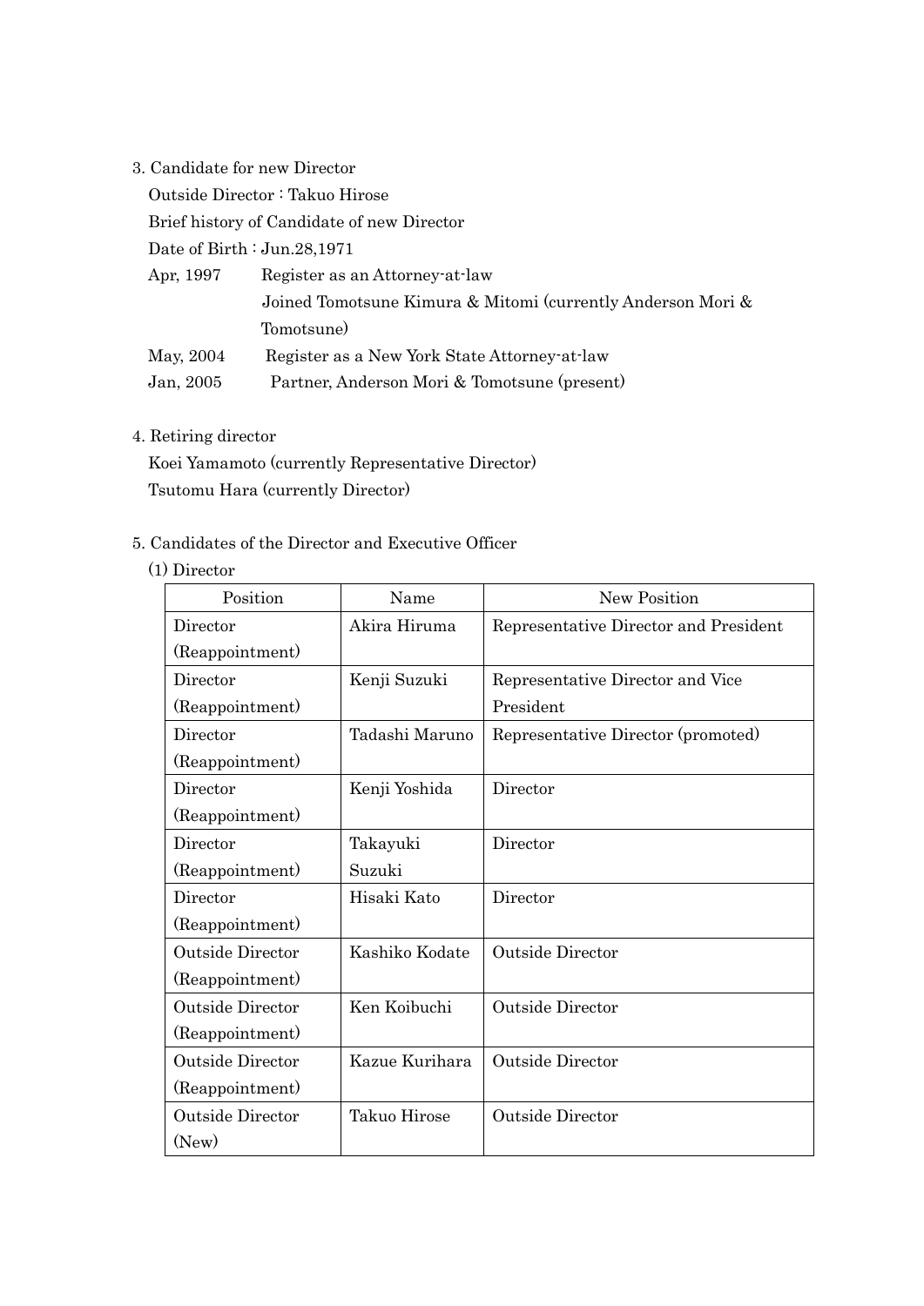3. Candidate for new Director

Outside Director : Takuo Hirose

Brief history of Candidate of new Director

Date of Birth : Jun.28,1971

| | |
|---|---|
| Apr, 1997 | Register as an Attorney-at-law<br>Joined Tomotsune Kimura & Mitomi (currently Anderson Mori & Tomotsune) |
| May, 2004 | Register as a New York State Attorney-at-law |
| Jan, 2005 | Partner, Anderson Mori & Tomotsune (present) |

4. Retiring director

Koei Yamamoto (currently Representative Director)

Tsutomu Hara (currently Director)

5. Candidates of the Director and Executive Officer

(1) Director

| Position | Name | New Position |
|---|---|---|
| Director (Reappointment) | Akira Hiruma | Representative Director and President |
| Director (Reappointment) | Kenji Suzuki | Representative Director and Vice President |
| Director (Reappointment) | Tadashi Maruno | Representative Director (promoted) |
| Director (Reappointment) | Kenji Yoshida | Director |
| Director (Reappointment) | Takayuki Suzuki | Director |
| Director (Reappointment) | Hisaki Kato | Director |
| Outside Director (Reappointment) | Kashiko Kodate | Outside Director |
| Outside Director (Reappointment) | Ken Koibuchi | Outside Director |
| Outside Director (Reappointment) | Kazue Kurihara | Outside Director |
| Outside Director (New) | Takuo Hirose | Outside Director |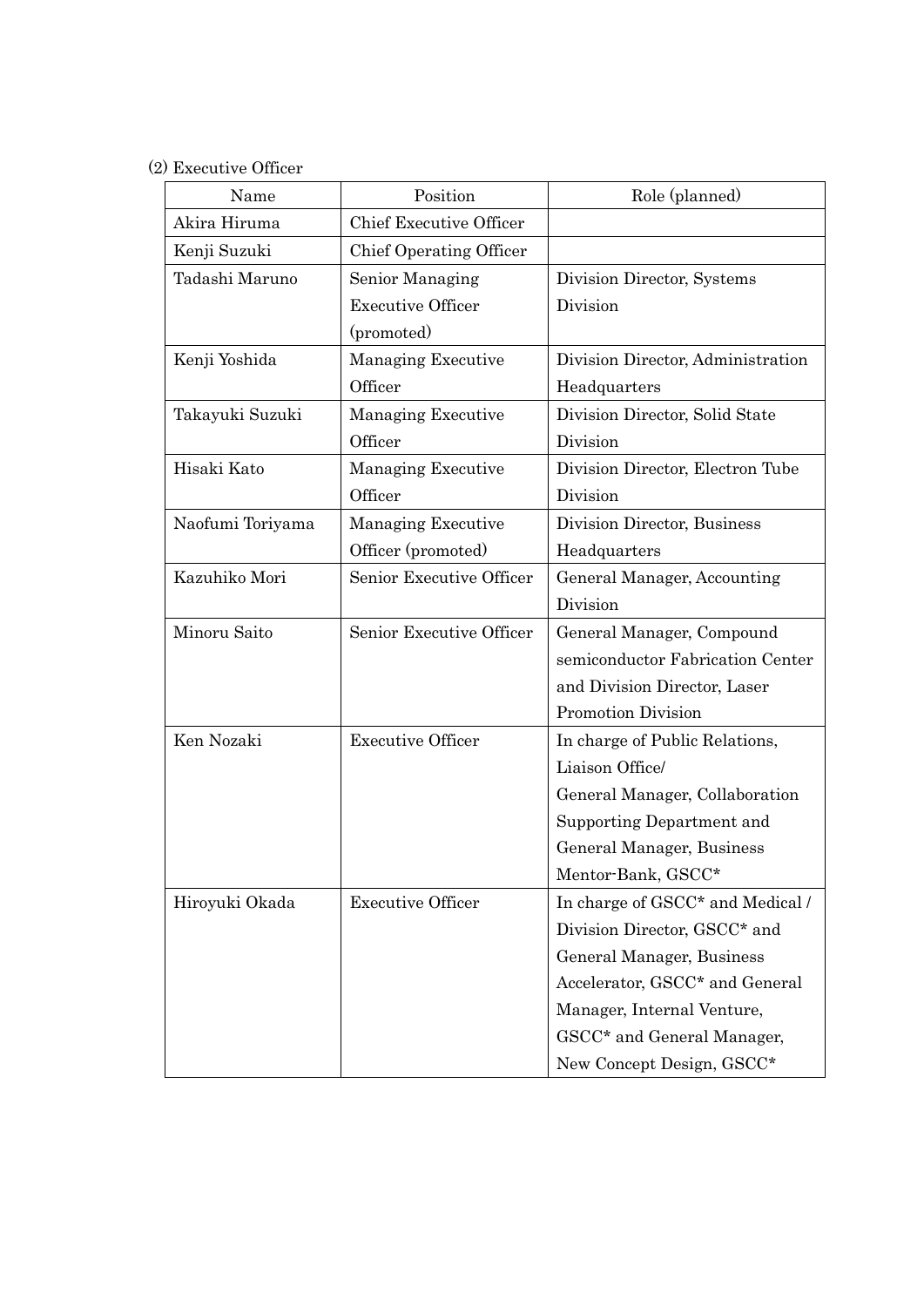(2) Executive Officer

| Name | Position | Role (planned) |
|---|---|---|
| Akira Hiruma | Chief Executive Officer | |
| Kenji Suzuki | Chief Operating Officer | |
| Tadashi Maruno | Senior Managing Executive Officer (promoted) | Division Director, Systems Division |
| Kenji Yoshida | Managing Executive Officer | Division Director, Administration Headquarters |
| Takayuki Suzuki | Managing Executive Officer | Division Director, Solid State Division |
| Hisaki Kato | Managing Executive Officer | Division Director, Electron Tube Division |
| Naofumi Toriyama | Managing Executive Officer (promoted) | Division Director, Business Headquarters |
| Kazuhiko Mori | Senior Executive Officer | General Manager, Accounting Division |
| Minoru Saito | Senior Executive Officer | General Manager, Compound semiconductor Fabrication Center and Division Director, Laser Promotion Division |
| Ken Nozaki | Executive Officer | In charge of Public Relations, Liaison Office/ General Manager, Collaboration Supporting Department and General Manager, Business Mentor-Bank, GSCC* |
| Hiroyuki Okada | Executive Officer | In charge of GSCC* and Medical / Division Director, GSCC* and General Manager, Business Accelerator, GSCC* and General Manager, Internal Venture, GSCC* and General Manager, New Concept Design, GSCC* |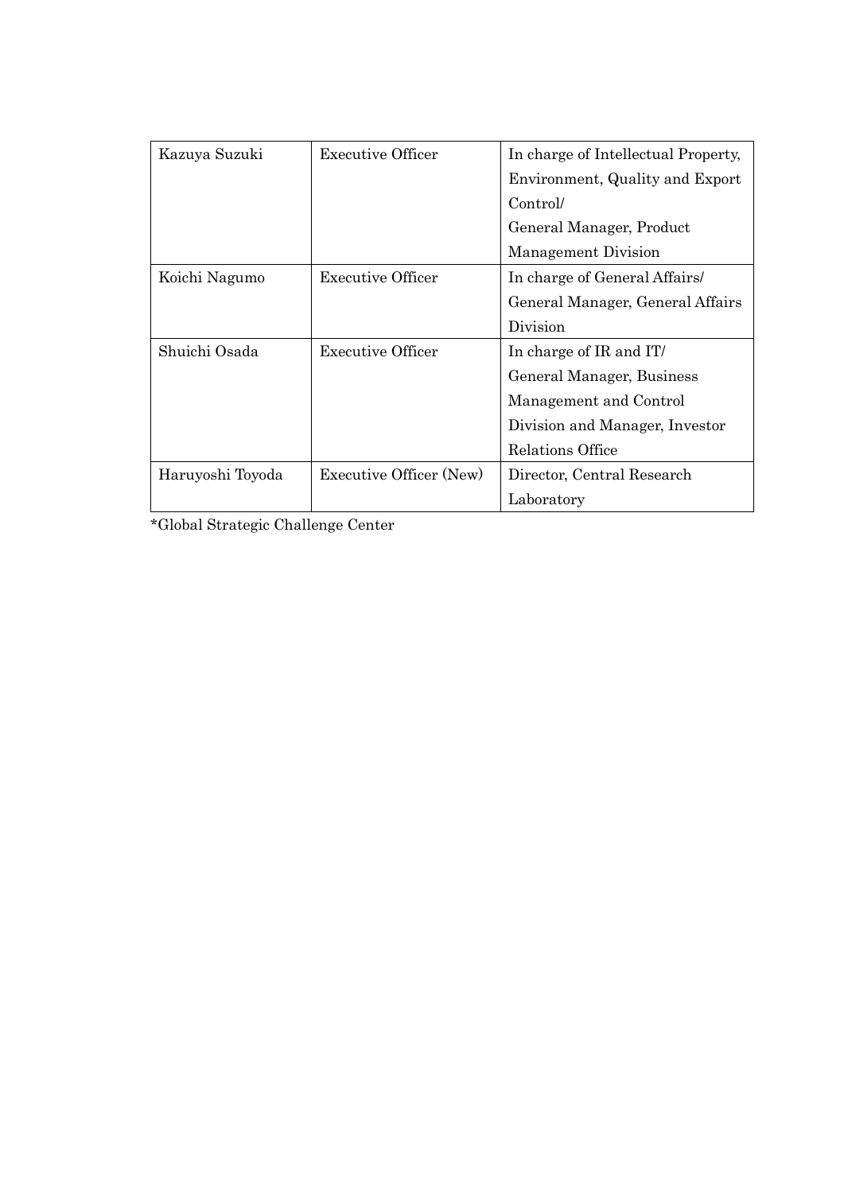| | | |
|---|---|---|
| Kazuya Suzuki | Executive Officer | In charge of Intellectual Property, Environment, Quality and Export Control/ General Manager, Product Management Division |
| Koichi Nagumo | Executive Officer | In charge of General Affairs/ General Manager, General Affairs Division |
| Shuichi Osada | Executive Officer | In charge of IR and IT/ General Manager, Business Management and Control Division and Manager, Investor Relations Office |
| Haruyoshi Toyoda | Executive Officer (New) | Director, Central Research Laboratory |

*Global Strategic Challenge Center